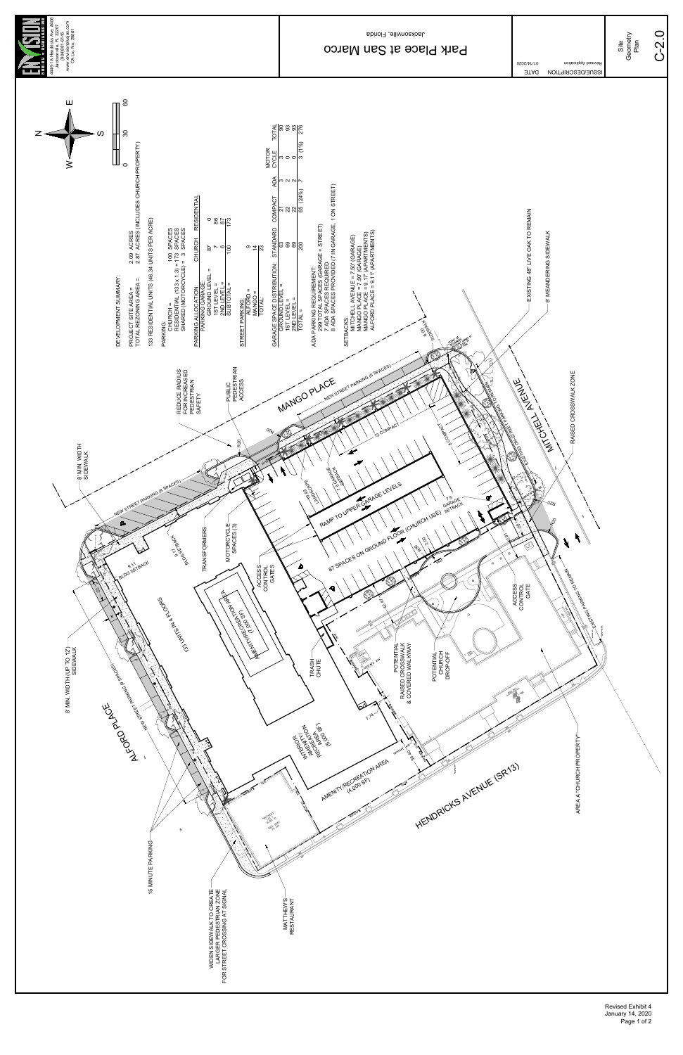# Park Place at San Marco

Jacksonville, Florida

ENVISION DESIGN + ENGINEERING
4446-1A Hendricks Ave, #408
Jacksonville, FL 32207
(904)831-6145
www.envisiondesignfl.com
CA Lic. No. 29561

| ISSUE/DESCRIPTION | DATE |
|---|---|
| Revised Application | 01/14/2020 |

Site Geometry Plan

C-2.0

## DEVELOPMENT SUMMARY:

PROJECT SITE AREA = 2.09 ACRES
TOTAL REZONING AREA = 2.87 ACRES (INCLUDES CHURCH PROPERTY)

133 RESIDENTIAL UNITS (46.34 UNITS PER ACRE)

PARKING:
CHURCH = 100 SPACES
RESIDENTIAL (133 x 1.3) = 173 SPACES
SHARED (MOTORCYCLE) = 3 SPACES

PARKING ALLOCATION:

| PARKING GARAGE: | CHURCH | RESIDENTIAL |
|---|---|---|
| GROUND LEVEL = | 87 | 0 |
| 1ST LEVEL = | 7 | 86 |
| 2ND LEVEL = | 6 | 87 |
| SUBTOTAL = | 100 | 173 |

STREET PARKING:
ALFORD = 9
MANGO = 14
TOTAL 23

| GARAGE SPACE DISTRIBUTION: | STANDARD | COMPACT | ADA | MOTOR CYCLE | TOTAL |
|---|---|---|---|---|---|
| GROUND LEVEL = | 63 | 21 | 3 | 3 | 90 |
| 1ST LEVEL = | 69 | 22 | 2 | 0 | 93 |
| 2ND LEVEL = | 69 | 22 | 2 | 0 | 93 |
| TOTAL = | 200 | 65 (24%) | 7 | 3 (1%) | 276 |

ADA PARKING REQUIREMENT:
299 TOTAL SPACES (GARAGE + STREET)
7 ADA SPACES REQUIRED
8 ADA SPACES PROVIDED (7 IN GARAGE, 1 ON STREET)

SETBACKS:
MITCHELL AVENUE = 7.50' (GARAGE)
MANGO PLACE = 7.50' (GARAGE)
MANGO PLACE = 9.17' (APARTMENTS)
ALFORD PLACE = 9.11' (APARTMENTS)

## Plan Labels

- MANGO PLACE
- MITCHELL AVENUE
- ALFORD PLACE
- HENDRICKS AVENUE (SR13)
- NEW STREET PARKING (5 SPACES)
- NEW STREET PARKING (9 SPACES)
- NEW STREET PARKING (8 SPACES)
- REDUCE RADIUS FOR INCREASED PEDESTRIAN SAFETY
- PUBLIC PEDESTRIAN ACCESS
- 8' MIN. WIDTH SIDEWALK
- 8' MIN. WIDTH (UP TO 12') SIDEWALK
- EXISTING 48" LIVE OAK TO REMAIN
- 6' MEANDERING SIDEWALK
- RAISED CROSSWALK ZONE
- EXISTING PARKING TO REMAIN
- AREA A "CHURCH PROPERTY"
- RAMP TO UPPER GARAGE LEVELS
- 87 SPACES ON GROUND FLOOR (CHURCH USE)
- 13 COMPACT
- 8 COMPACT
- 7.5' GARAGE SETBACK
- 9.17' BLDG SETBACK
- 9.11' BLDG SETBACK
- TRANSFORMERS
- MOTORCYCLE SPACES (3)
- ACCESS CONTROL GATES
- ACCESS CONTROL GATE
- AMENITY/RECREATION AREA (7,000 SF)
- 133 UNITS IN 4 FLOORS
- TRASH CHUTE
- POTENTIAL RAISED CROSSWALK & COVERED WALKWAY
- POTENTIAL CHURCH DROP-OFF
- INTERIOR AMENITY/ RECREATION AREA (5,000 SF)
- AMENITY/RECREATION AREA (4,000 SF)
- 15 MINUTE PARKING
- WIDEN SIDEWALK TO CREATE LARGER PEDESTRIAN ZONE FOR STREET CROSSING AT SIGNAL
- MATTHEW'S RESTAURANT
- R20
- R30

Scale: 0 30 60

Revised Exhibit 4
January 14, 2020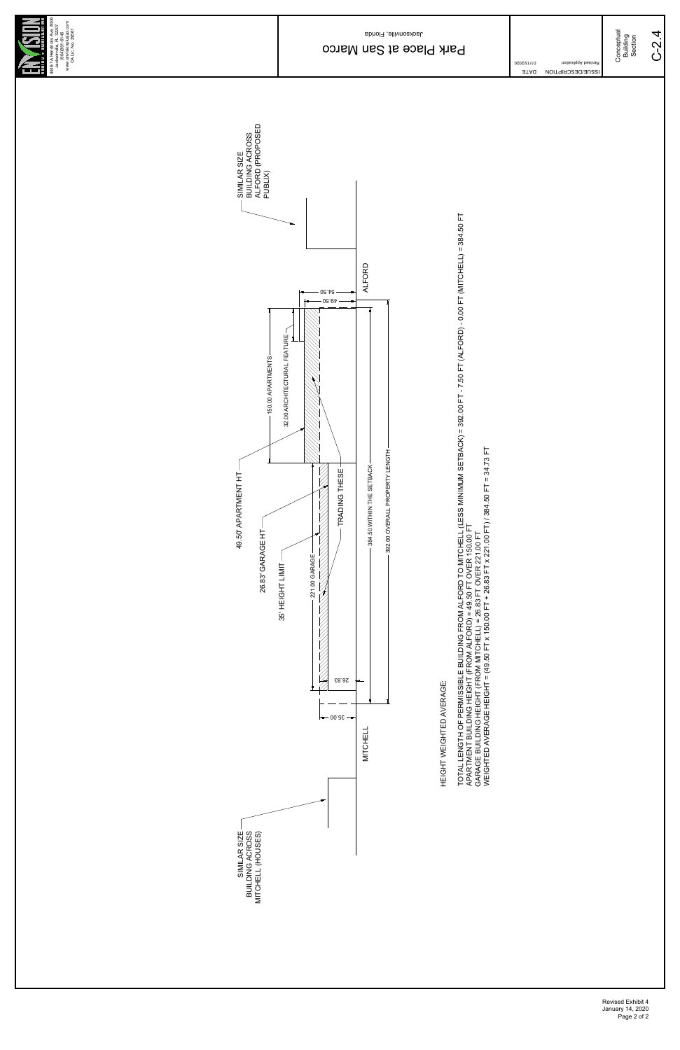HEIGHT WEIGHTED AVERAGE:

TOTAL LENGTH OF PERMISSIBLE BUILDING FROM ALFORD TO MITCHELL (LESS MINIMUM SETBACK) = 392.00 FT - 7.50 FT (ALFORD) - 0.00 FT (MITCHELL) = 384.50 FT
APARTMENT BUILDING HEIGHT (FROM ALFORD) = 49.50 FT OVER 150.00 FT
GARAGE BUILDING HEIGHT (FROM MITCHELL) = 26.83 FT OVER 221.00 FT
WEIGHTED AVERAGE HEIGHT = (49.50 FT x 150.00 FT + 26.83 FT x 221.00 FT) / 384.50 FT = 34.73 FT

SIMILAR SIZE BUILDING ACROSS ALFORD (PROPOSED PUBLIX)

SIMILAR SIZE BUILDING ACROSS MITCHELL (HOUSES)

49.50' APARTMENT HT

26.83' GARAGE HT

35' HEIGHT LIMIT

TRADING THESE

150.00 APARTMENTS

32.00 ARCHITECTURAL FEATURE

221.00 GARAGE

384.50 WITHIN THE SETBACK

392.00 OVERALL PROPERTY LENGTH

54.50

49.50

26.83

35.00

ALFORD

MITCHELL

Park Place at San Marco

Jacksonville, Florida

Revised Application 01/13/2020

ISSUE/DESCRIPTION DATE

Conceptual Building Section

C-2.4

ENVISION DESIGN + ENGINEERING
4446-1A Hendricks Ave, #406
Jacksonville, FL 32207
(904)831-8145
www.envisiondesign.com
CA Lic. No. 28581

Revised Exhibit 4
January 14, 2020